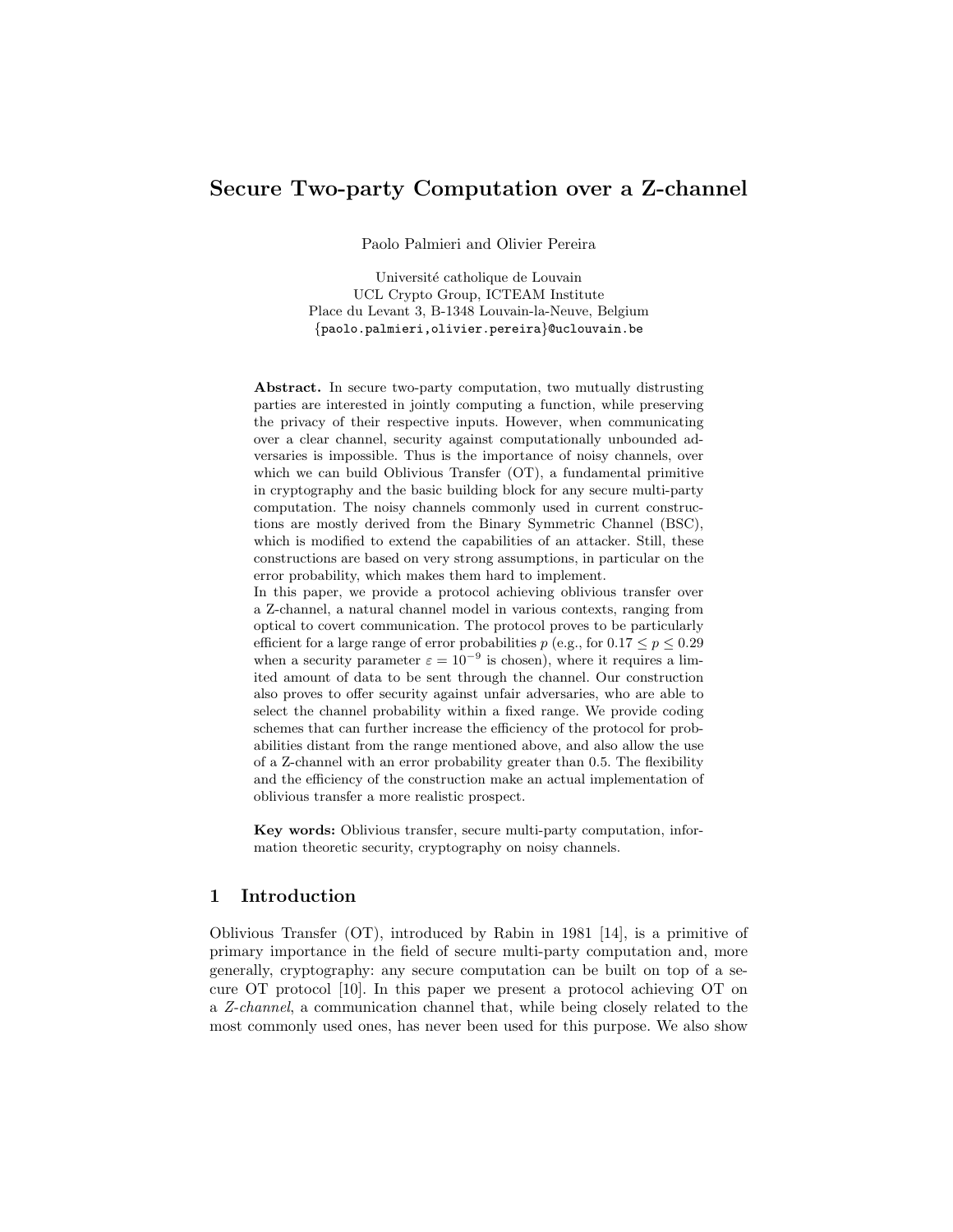# Secure Two-party Computation over a Z-channel

Paolo Palmieri and Olivier Pereira

Université catholique de Louvain
UCL Crypto Group, ICTEAM Institute
Place du Levant 3, B-1348 Louvain-la-Neuve, Belgium
{paolo.palmieri,olivier.pereira}@uclouvain.be

**Abstract.** In secure two-party computation, two mutually distrusting parties are interested in jointly computing a function, while preserving the privacy of their respective inputs. However, when communicating over a clear channel, security against computationally unbounded adversaries is impossible. Thus is the importance of noisy channels, over which we can build Oblivious Transfer (OT), a fundamental primitive in cryptography and the basic building block for any secure multi-party computation. The noisy channels commonly used in current constructions are mostly derived from the Binary Symmetric Channel (BSC), which is modified to extend the capabilities of an attacker. Still, these constructions are based on very strong assumptions, in particular on the error probability, which makes them hard to implement.
In this paper, we provide a protocol achieving oblivious transfer over a Z-channel, a natural channel model in various contexts, ranging from optical to covert communication. The protocol proves to be particularly efficient for a large range of error probabilities $p$ (e.g., for $0.17 \leq p \leq 0.29$ when a security parameter $\varepsilon = 10^{-9}$ is chosen), where it requires a limited amount of data to be sent through the channel. Our construction also proves to offer security against unfair adversaries, who are able to select the channel probability within a fixed range. We provide coding schemes that can further increase the efficiency of the protocol for probabilities distant from the range mentioned above, and also allow the use of a Z-channel with an error probability greater than 0.5. The flexibility and the efficiency of the construction make an actual implementation of oblivious transfer a more realistic prospect.

**Key words:** Oblivious transfer, secure multi-party computation, information theoretic security, cryptography on noisy channels.

## 1 Introduction

Oblivious Transfer (OT), introduced by Rabin in 1981 [14], is a primitive of primary importance in the field of secure multi-party computation and, more generally, cryptography: any secure computation can be built on top of a secure OT protocol [10]. In this paper we present a protocol achieving OT on a *Z-channel*, a communication channel that, while being closely related to the most commonly used ones, has never been used for this purpose. We also show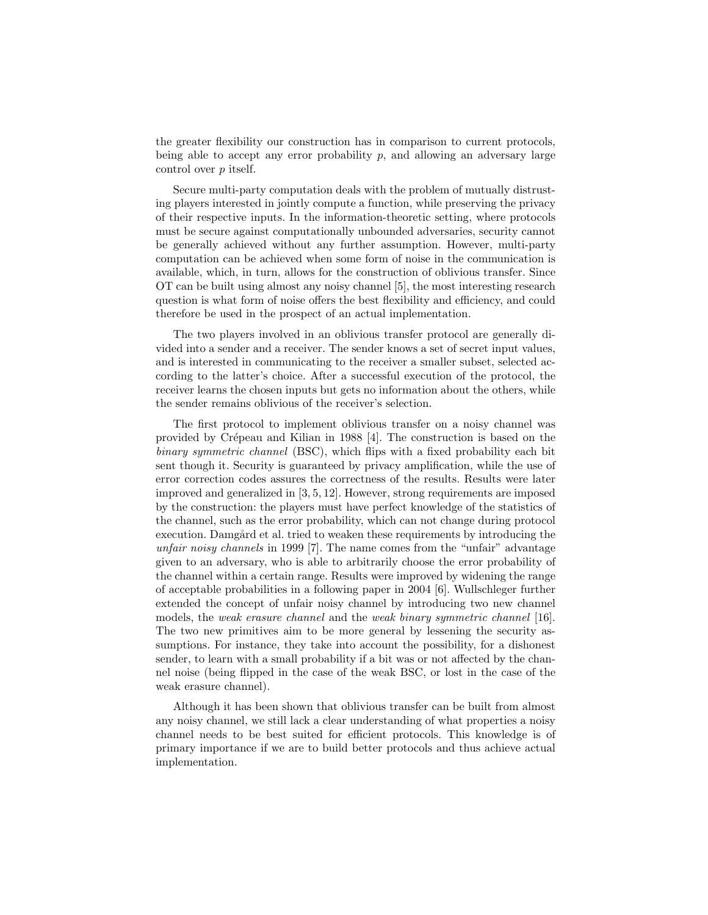the greater flexibility our construction has in comparison to current protocols, being able to accept any error probability $p$, and allowing an adversary large control over $p$ itself.

Secure multi-party computation deals with the problem of mutually distrusting players interested in jointly compute a function, while preserving the privacy of their respective inputs. In the information-theoretic setting, where protocols must be secure against computationally unbounded adversaries, security cannot be generally achieved without any further assumption. However, multi-party computation can be achieved when some form of noise in the communication is available, which, in turn, allows for the construction of oblivious transfer. Since OT can be built using almost any noisy channel [5], the most interesting research question is what form of noise offers the best flexibility and efficiency, and could therefore be used in the prospect of an actual implementation.

The two players involved in an oblivious transfer protocol are generally divided into a sender and a receiver. The sender knows a set of secret input values, and is interested in communicating to the receiver a smaller subset, selected according to the latter's choice. After a successful execution of the protocol, the receiver learns the chosen inputs but gets no information about the others, while the sender remains oblivious of the receiver's selection.

The first protocol to implement oblivious transfer on a noisy channel was provided by Crépeau and Kilian in 1988 [4]. The construction is based on the *binary symmetric channel* (BSC), which flips with a fixed probability each bit sent though it. Security is guaranteed by privacy amplification, while the use of error correction codes assures the correctness of the results. Results were later improved and generalized in [3, 5, 12]. However, strong requirements are imposed by the construction: the players must have perfect knowledge of the statistics of the channel, such as the error probability, which can not change during protocol execution. Damgård et al. tried to weaken these requirements by introducing the *unfair noisy channels* in 1999 [7]. The name comes from the "unfair" advantage given to an adversary, who is able to arbitrarily choose the error probability of the channel within a certain range. Results were improved by widening the range of acceptable probabilities in a following paper in 2004 [6]. Wullschleger further extended the concept of unfair noisy channel by introducing two new channel models, the *weak erasure channel* and the *weak binary symmetric channel* [16]. The two new primitives aim to be more general by lessening the security assumptions. For instance, they take into account the possibility, for a dishonest sender, to learn with a small probability if a bit was or not affected by the channel noise (being flipped in the case of the weak BSC, or lost in the case of the weak erasure channel).

Although it has been shown that oblivious transfer can be built from almost any noisy channel, we still lack a clear understanding of what properties a noisy channel needs to be best suited for efficient protocols. This knowledge is of primary importance if we are to build better protocols and thus achieve actual implementation.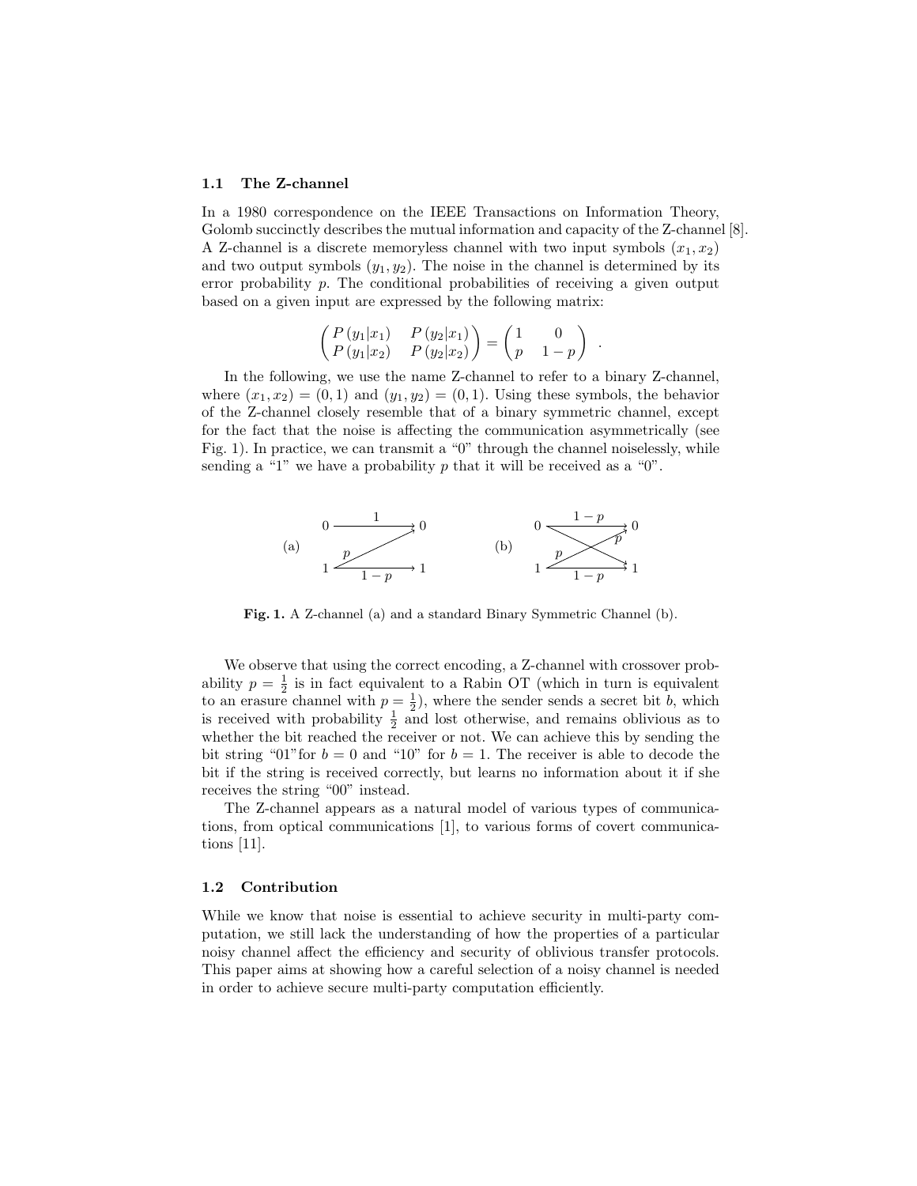### 1.1 The Z-channel

In a 1980 correspondence on the IEEE Transactions on Information Theory, Golomb succinctly describes the mutual information and capacity of the Z-channel [8]. A Z-channel is a discrete memoryless channel with two input symbols $(x_1, x_2)$ and two output symbols $(y_1, y_2)$. The noise in the channel is determined by its error probability $p$. The conditional probabilities of receiving a given output based on a given input are expressed by the following matrix:

$$\begin{pmatrix} P(y_1|x_1) & P(y_2|x_1) \\ P(y_1|x_2) & P(y_2|x_2) \end{pmatrix} = \begin{pmatrix} 1 & 0 \\ p & 1-p \end{pmatrix} .$$

In the following, we use the name Z-channel to refer to a binary Z-channel, where $(x_1, x_2) = (0, 1)$ and $(y_1, y_2) = (0, 1)$. Using these symbols, the behavior of the Z-channel closely resemble that of a binary symmetric channel, except for the fact that the noise is affecting the communication asymmetrically (see Fig. 1). In practice, we can transmit a "0" through the channel noiselessly, while sending a "1" we have a probability $p$ that it will be received as a "0".

**Fig. 1.** A Z-channel (a) and a standard Binary Symmetric Channel (b).

We observe that using the correct encoding, a Z-channel with crossover probability $p = \frac{1}{2}$ is in fact equivalent to a Rabin OT (which in turn is equivalent to an erasure channel with $p = \frac{1}{2}$), where the sender sends a secret bit $b$, which is received with probability $\frac{1}{2}$ and lost otherwise, and remains oblivious as to whether the bit reached the receiver or not. We can achieve this by sending the bit string "01"for $b = 0$ and "10" for $b = 1$. The receiver is able to decode the bit if the string is received correctly, but learns no information about it if she receives the string "00" instead.

The Z-channel appears as a natural model of various types of communications, from optical communications [1], to various forms of covert communications [11].

### 1.2 Contribution

While we know that noise is essential to achieve security in multi-party computation, we still lack the understanding of how the properties of a particular noisy channel affect the efficiency and security of oblivious transfer protocols. This paper aims at showing how a careful selection of a noisy channel is needed in order to achieve secure multi-party computation efficiently.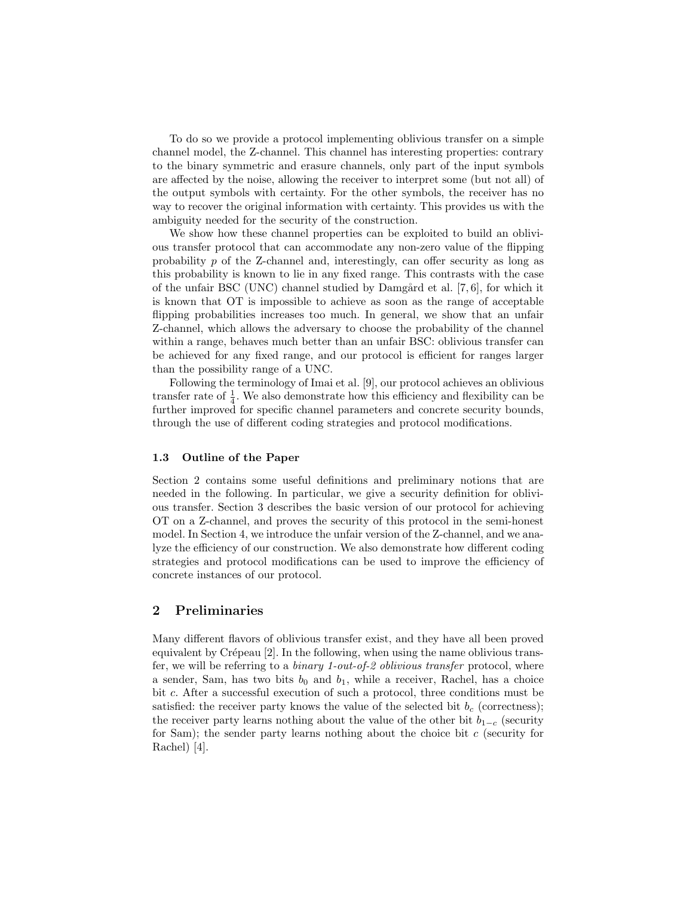To do so we provide a protocol implementing oblivious transfer on a simple channel model, the Z-channel. This channel has interesting properties: contrary to the binary symmetric and erasure channels, only part of the input symbols are affected by the noise, allowing the receiver to interpret some (but not all) of the output symbols with certainty. For the other symbols, the receiver has no way to recover the original information with certainty. This provides us with the ambiguity needed for the security of the construction.

We show how these channel properties can be exploited to build an oblivious transfer protocol that can accommodate any non-zero value of the flipping probability $p$ of the Z-channel and, interestingly, can offer security as long as this probability is known to lie in any fixed range. This contrasts with the case of the unfair BSC (UNC) channel studied by Damgård et al. [7, 6], for which it is known that OT is impossible to achieve as soon as the range of acceptable flipping probabilities increases too much. In general, we show that an unfair Z-channel, which allows the adversary to choose the probability of the channel within a range, behaves much better than an unfair BSC: oblivious transfer can be achieved for any fixed range, and our protocol is efficient for ranges larger than the possibility range of a UNC.

Following the terminology of Imai et al. [9], our protocol achieves an oblivious transfer rate of $\frac{1}{4}$. We also demonstrate how this efficiency and flexibility can be further improved for specific channel parameters and concrete security bounds, through the use of different coding strategies and protocol modifications.

### 1.3 Outline of the Paper

Section 2 contains some useful definitions and preliminary notions that are needed in the following. In particular, we give a security definition for oblivious transfer. Section 3 describes the basic version of our protocol for achieving OT on a Z-channel, and proves the security of this protocol in the semi-honest model. In Section 4, we introduce the unfair version of the Z-channel, and we analyze the efficiency of our construction. We also demonstrate how different coding strategies and protocol modifications can be used to improve the efficiency of concrete instances of our protocol.

## 2 Preliminaries

Many different flavors of oblivious transfer exist, and they have all been proved equivalent by Crépeau [2]. In the following, when using the name oblivious transfer, we will be referring to a *binary 1-out-of-2 oblivious transfer* protocol, where a sender, Sam, has two bits $b_0$ and $b_1$, while a receiver, Rachel, has a choice bit $c$. After a successful execution of such a protocol, three conditions must be satisfied: the receiver party knows the value of the selected bit $b_c$ (correctness); the receiver party learns nothing about the value of the other bit $b_{1-c}$ (security for Sam); the sender party learns nothing about the choice bit $c$ (security for Rachel) [4].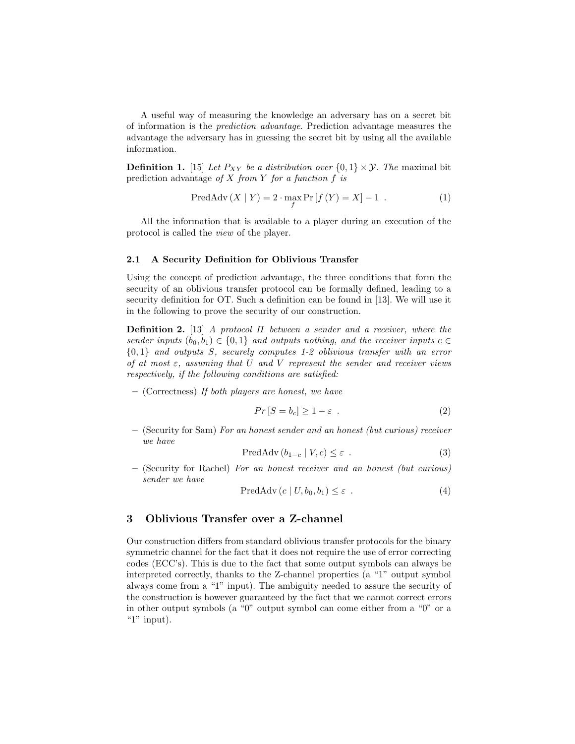A useful way of measuring the knowledge an adversary has on a secret bit of information is the *prediction advantage*. Prediction advantage measures the advantage the adversary has in guessing the secret bit by using all the available information.

**Definition 1.** [15] *Let $P_{XY}$ be a distribution over $\{0,1\} \times \mathcal{Y}$. The* maximal bit prediction advantage *of $X$ from $Y$ for a function $f$ is*

$$\text{PredAdv}\left(X \mid Y\right) = 2 \cdot \max_{f} \Pr\left[f\left(Y\right) = X\right] - 1 \ . \tag{1}$$

All the information that is available to a player during an execution of the protocol is called the *view* of the player.

### 2.1 A Security Definition for Oblivious Transfer

Using the concept of prediction advantage, the three conditions that form the security of an oblivious transfer protocol can be formally defined, leading to a security definition for OT. Such a definition can be found in [13]. We will use it in the following to prove the security of our construction.

**Definition 2.** [13] *A protocol $\Pi$ between a sender and a receiver, where the sender inputs $(b_0, b_1) \in \{0,1\}$ and outputs nothing, and the receiver inputs $c \in \{0,1\}$ and outputs $S$, securely computes 1-2 oblivious transfer with an error of at most $\varepsilon$, assuming that $U$ and $V$ represent the sender and receiver views respectively, if the following conditions are satisfied:*

- (Correctness) *If both players are honest, we have*

$$Pr\left[S = b_c\right] \geq 1 - \varepsilon \ . \tag{2}$$

- (Security for Sam) *For an honest sender and an honest (but curious) receiver we have*

$$\text{PredAdv}\left(b_{1-c} \mid V, c\right) \leq \varepsilon \ . \tag{3}$$

- (Security for Rachel) *For an honest receiver and an honest (but curious) sender we have*

$$\text{PredAdv}\left(c \mid U, b_0, b_1\right) \leq \varepsilon \ . \tag{4}$$

## 3 Oblivious Transfer over a Z-channel

Our construction differs from standard oblivious transfer protocols for the binary symmetric channel for the fact that it does not require the use of error correcting codes (ECC's). This is due to the fact that some output symbols can always be interpreted correctly, thanks to the Z-channel properties (a "1" output symbol always come from a "1" input). The ambiguity needed to assure the security of the construction is however guaranteed by the fact that we cannot correct errors in other output symbols (a "0" output symbol can come either from a "0" or a "1" input).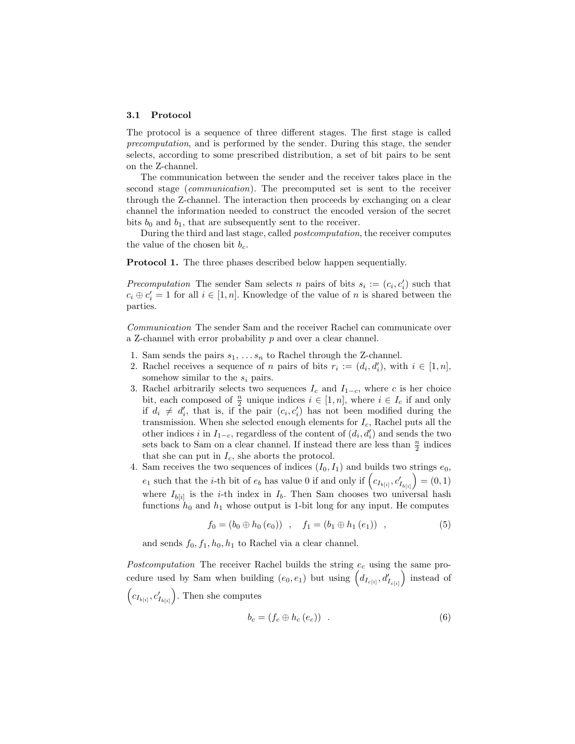### 3.1 Protocol

The protocol is a sequence of three different stages. The first stage is called *precomputation*, and is performed by the sender. During this stage, the sender selects, according to some prescribed distribution, a set of bit pairs to be sent on the Z-channel.

The communication between the sender and the receiver takes place in the second stage (*communication*). The precomputed set is sent to the receiver through the Z-channel. The interaction then proceeds by exchanging on a clear channel the information needed to construct the encoded version of the secret bits $b_0$ and $b_1$, that are subsequently sent to the receiver.

During the third and last stage, called *postcomputation*, the receiver computes the value of the chosen bit $b_c$.

**Protocol 1.** The three phases described below happen sequentially.

*Precomputation* The sender Sam selects $n$ pairs of bits $s_i := (c_i, c'_i)$ such that $c_i \oplus c'_i = 1$ for all $i \in [1, n]$. Knowledge of the value of $n$ is shared between the parties.

*Communication* The sender Sam and the receiver Rachel can communicate over a Z-channel with error probability $p$ and over a clear channel.

1. Sam sends the pairs $s_1, \ldots s_n$ to Rachel through the Z-channel.
2. Rachel receives a sequence of $n$ pairs of bits $r_i := (d_i, d'_i)$, with $i \in [1, n]$, somehow similar to the $s_i$ pairs.
3. Rachel arbitrarily selects two sequences $I_c$ and $I_{1-c}$, where $c$ is her choice bit, each composed of $\frac{n}{2}$ unique indices $i \in [1, n]$, where $i \in I_c$ if and only if $d_i \neq d'_i$, that is, if the pair $(c_i, c'_i)$ has not been modified during the transmission. When she selected enough elements for $I_c$, Rachel puts all the other indices $i$ in $I_{1-c}$, regardless of the content of $(d_i, d'_i)$ and sends the two sets back to Sam on a clear channel. If instead there are less than $\frac{n}{2}$ indices that she can put in $I_c$, she aborts the protocol.
4. Sam receives the two sequences of indices $(I_0, I_1)$ and builds two strings $e_0$, $e_1$ such that the $i$-th bit of $e_b$ has value 0 if and only if $\left(c_{I_{b[i]}}, c'_{I_{b[i]}}\right) = (0, 1)$ where $I_{b[i]}$ is the $i$-th index in $I_b$. Then Sam chooses two universal hash functions $h_0$ and $h_1$ whose output is 1-bit long for any input. He computes

$$f_0 = (b_0 \oplus h_0(e_0)) \quad , \quad f_1 = (b_1 \oplus h_1(e_1)) \quad , \tag{5}$$

   and sends $f_0, f_1, h_0, h_1$ to Rachel via a clear channel.

*Postcomputation* The receiver Rachel builds the string $e_c$ using the same procedure used by Sam when building $(e_0, e_1)$ but using $\left(d_{I_{c[i]}}, d'_{I_{c[i]}}\right)$ instead of $\left(c_{I_{b[i]}}, c'_{I_{b[i]}}\right)$. Then she computes

$$b_c = (f_c \oplus h_c(e_c)) \quad . \tag{6}$$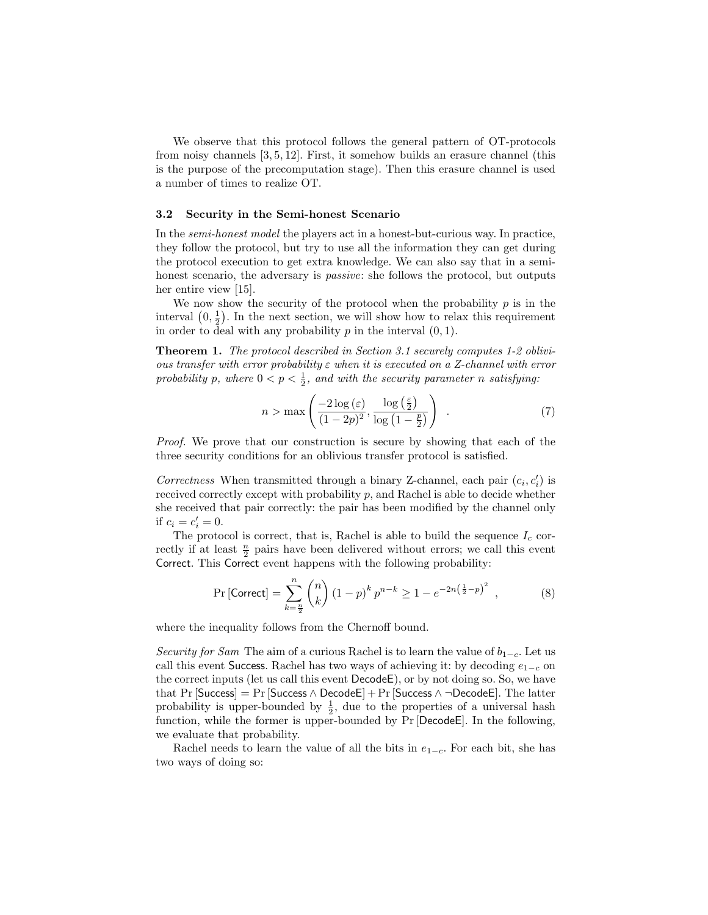We observe that this protocol follows the general pattern of OT-protocols from noisy channels [3, 5, 12]. First, it somehow builds an erasure channel (this is the purpose of the precomputation stage). Then this erasure channel is used a number of times to realize OT.

### 3.2 Security in the Semi-honest Scenario

In the *semi-honest model* the players act in a honest-but-curious way. In practice, they follow the protocol, but try to use all the information they can get during the protocol execution to get extra knowledge. We can also say that in a semi-honest scenario, the adversary is *passive*: she follows the protocol, but outputs her entire view [15].

We now show the security of the protocol when the probability $p$ is in the interval $\left(0, \frac{1}{2}\right)$. In the next section, we will show how to relax this requirement in order to deal with any probability $p$ in the interval $(0, 1)$.

**Theorem 1.** *The protocol described in Section 3.1 securely computes 1-2 oblivious transfer with error probability $\varepsilon$ when it is executed on a Z-channel with error probability $p$, where $0 < p < \frac{1}{2}$, and with the security parameter $n$ satisfying:*

$$n > \max\left(\frac{-2\log(\varepsilon)}{(1-2p)^2}, \frac{\log\left(\frac{\varepsilon}{2}\right)}{\log\left(1-\frac{p}{2}\right)}\right) \quad . \tag{7}$$

*Proof.* We prove that our construction is secure by showing that each of the three security conditions for an oblivious transfer protocol is satisfied.

*Correctness* When transmitted through a binary Z-channel, each pair $(c_i, c_i')$ is received correctly except with probability $p$, and Rachel is able to decide whether she received that pair correctly: the pair has been modified by the channel only if $c_i = c_i' = 0$.

The protocol is correct, that is, Rachel is able to build the sequence $I_c$ correctly if at least $\frac{n}{2}$ pairs have been delivered without errors; we call this event $\mathsf{Correct}$. This $\mathsf{Correct}$ event happens with the following probability:

$$\Pr\left[\mathsf{Correct}\right] = \sum_{k=\frac{n}{2}}^{n} \binom{n}{k} (1-p)^k p^{n-k} \geq 1 - e^{-2n\left(\frac{1}{2}-p\right)^2} \quad , \tag{8}$$

where the inequality follows from the Chernoff bound.

*Security for Sam* The aim of a curious Rachel is to learn the value of $b_{1-c}$. Let us call this event $\mathsf{Success}$. Rachel has two ways of achieving it: by decoding $e_{1-c}$ on the correct inputs (let us call this event $\mathsf{DecodeE}$), or by not doing so. So, we have that $\Pr\left[\mathsf{Success}\right] = \Pr\left[\mathsf{Success} \wedge \mathsf{DecodeE}\right] + \Pr\left[\mathsf{Success} \wedge \neg\mathsf{DecodeE}\right]$. The latter probability is upper-bounded by $\frac{1}{2}$, due to the properties of a universal hash function, while the former is upper-bounded by $\Pr\left[\mathsf{DecodeE}\right]$. In the following, we evaluate that probability.

Rachel needs to learn the value of all the bits in $e_{1-c}$. For each bit, she has two ways of doing so: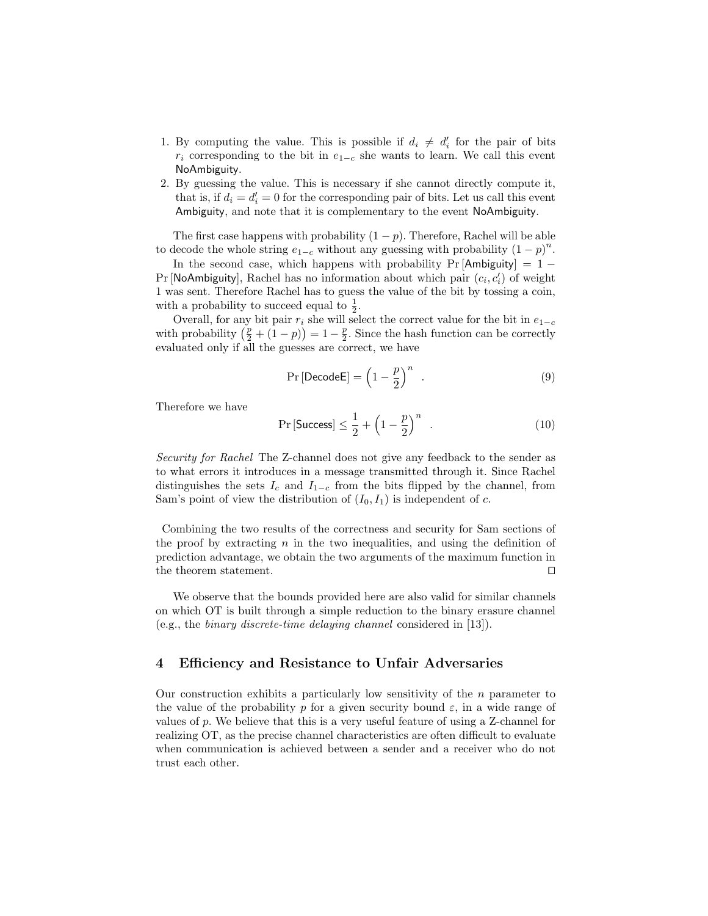1. By computing the value. This is possible if $d_i \neq d'_i$ for the pair of bits $r_i$ corresponding to the bit in $e_{1-c}$ she wants to learn. We call this event NoAmbiguity.
2. By guessing the value. This is necessary if she cannot directly compute it, that is, if $d_i = d'_i = 0$ for the corresponding pair of bits. Let us call this event Ambiguity, and note that it is complementary to the event NoAmbiguity.

The first case happens with probability $(1-p)$. Therefore, Rachel will be able to decode the whole string $e_{1-c}$ without any guessing with probability $(1-p)^n$.

In the second case, which happens with probability $\Pr[\mathsf{Ambiguity}] = 1 - \Pr[\mathsf{NoAmbiguity}]$, Rachel has no information about which pair $(c_i, c'_i)$ of weight 1 was sent. Therefore Rachel has to guess the value of the bit by tossing a coin, with a probability to succeed equal to $\frac{1}{2}$.

Overall, for any bit pair $r_i$ she will select the correct value for the bit in $e_{1-c}$ with probability $\left(\frac{p}{2} + (1-p)\right) = 1 - \frac{p}{2}$. Since the hash function can be correctly evaluated only if all the guesses are correct, we have

$$\Pr[\mathsf{DecodeE}] = \left(1 - \frac{p}{2}\right)^n \quad . \tag{9}$$

Therefore we have

$$\Pr[\mathsf{Success}] \leq \frac{1}{2} + \left(1 - \frac{p}{2}\right)^n \quad . \tag{10}$$

*Security for Rachel* The Z-channel does not give any feedback to the sender as to what errors it introduces in a message transmitted through it. Since Rachel distinguishes the sets $I_c$ and $I_{1-c}$ from the bits flipped by the channel, from Sam's point of view the distribution of $(I_0, I_1)$ is independent of $c$.

Combining the two results of the correctness and security for Sam sections of the proof by extracting $n$ in the two inequalities, and using the definition of prediction advantage, we obtain the two arguments of the maximum function in the theorem statement. ◻

We observe that the bounds provided here are also valid for similar channels on which OT is built through a simple reduction to the binary erasure channel (e.g., the *binary discrete-time delaying channel* considered in [13]).

## 4 Efficiency and Resistance to Unfair Adversaries

Our construction exhibits a particularly low sensitivity of the $n$ parameter to the value of the probability $p$ for a given security bound $\varepsilon$, in a wide range of values of $p$. We believe that this is a very useful feature of using a Z-channel for realizing OT, as the precise channel characteristics are often difficult to evaluate when communication is achieved between a sender and a receiver who do not trust each other.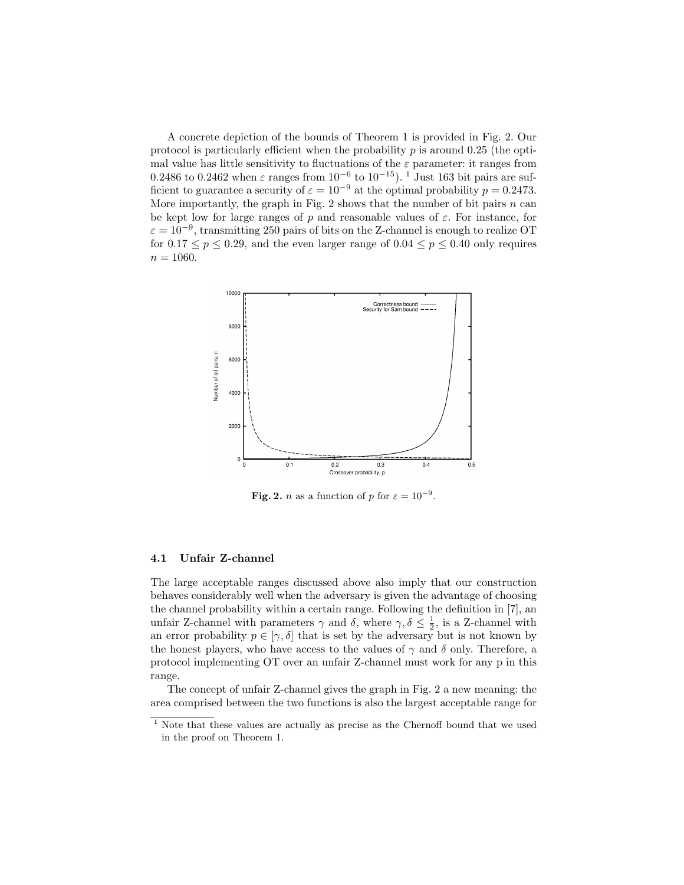A concrete depiction of the bounds of Theorem 1 is provided in Fig. 2. Our protocol is particularly efficient when the probability $p$ is around 0.25 (the optimal value has little sensitivity to fluctuations of the $\varepsilon$ parameter: it ranges from 0.2486 to 0.2462 when $\varepsilon$ ranges from $10^{-6}$ to $10^{-15}$). [1] Just 163 bit pairs are sufficient to guarantee a security of $\varepsilon = 10^{-9}$ at the optimal probability $p = 0.2473$. More importantly, the graph in Fig. 2 shows that the number of bit pairs $n$ can be kept low for large ranges of $p$ and reasonable values of $\varepsilon$. For instance, for $\varepsilon = 10^{-9}$, transmitting 250 pairs of bits on the Z-channel is enough to realize OT for $0.17 \leq p \leq 0.29$, and the even larger range of $0.04 \leq p \leq 0.40$ only requires $n = 1060$.

**Fig. 2.** $n$ as a function of $p$ for $\varepsilon = 10^{-9}$.

### 4.1 Unfair Z-channel

The large acceptable ranges discussed above also imply that our construction behaves considerably well when the adversary is given the advantage of choosing the channel probability within a certain range. Following the definition in [7], an unfair Z-channel with parameters $\gamma$ and $\delta$, where $\gamma, \delta \leq \frac{1}{2}$, is a Z-channel with an error probability $p \in [\gamma, \delta]$ that is set by the adversary but is not known by the honest players, who have access to the values of $\gamma$ and $\delta$ only. Therefore, a protocol implementing OT over an unfair Z-channel must work for any p in this range.

The concept of unfair Z-channel gives the graph in Fig. 2 a new meaning: the area comprised between the two functions is also the largest acceptable range for

[1] Note that these values are actually as precise as the Chernoff bound that we used in the proof on Theorem 1.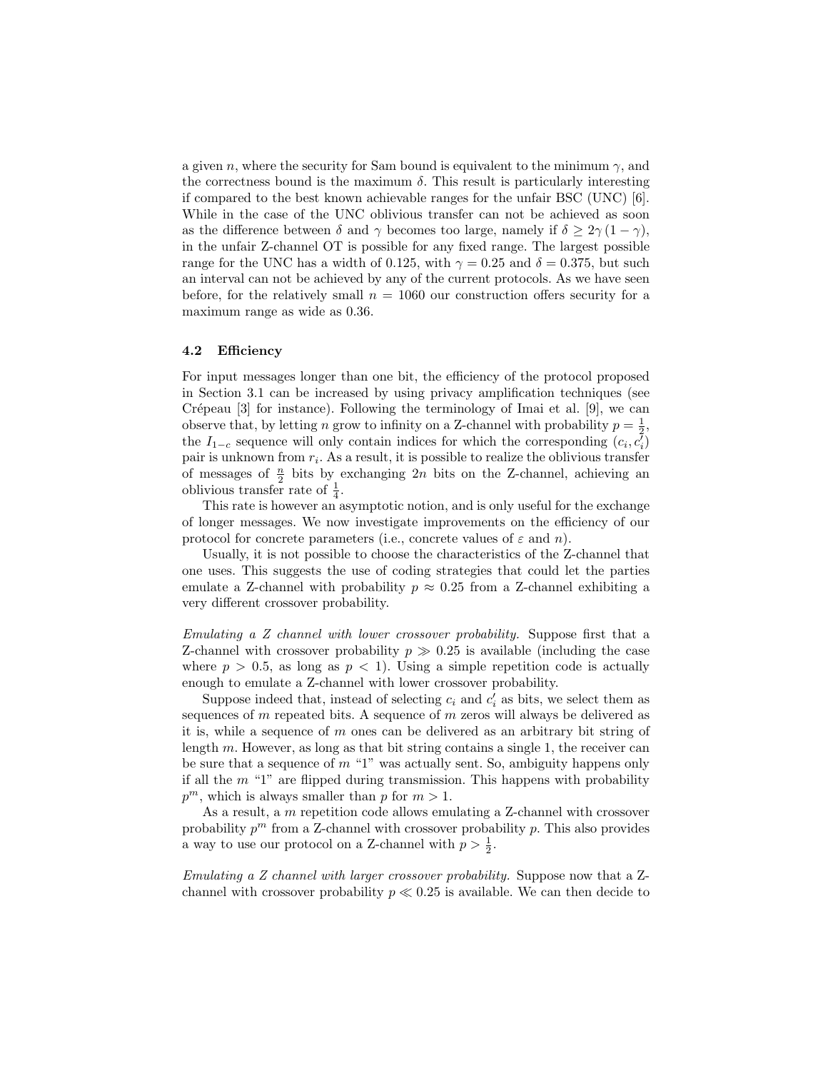a given $n$, where the security for Sam bound is equivalent to the minimum $\gamma$, and the correctness bound is the maximum $\delta$. This result is particularly interesting if compared to the best known achievable ranges for the unfair BSC (UNC) [6]. While in the case of the UNC oblivious transfer can not be achieved as soon as the difference between $\delta$ and $\gamma$ becomes too large, namely if $\delta \geq 2\gamma(1-\gamma)$, in the unfair Z-channel OT is possible for any fixed range. The largest possible range for the UNC has a width of 0.125, with $\gamma = 0.25$ and $\delta = 0.375$, but such an interval can not be achieved by any of the current protocols. As we have seen before, for the relatively small $n = 1060$ our construction offers security for a maximum range as wide as 0.36.

### 4.2 Efficiency

For input messages longer than one bit, the efficiency of the protocol proposed in Section 3.1 can be increased by using privacy amplification techniques (see Crépeau [3] for instance). Following the terminology of Imai et al. [9], we can observe that, by letting $n$ grow to infinity on a Z-channel with probability $p = \frac{1}{2}$, the $I_{1-c}$ sequence will only contain indices for which the corresponding $(c_i, c_i')$ pair is unknown from $r_i$. As a result, it is possible to realize the oblivious transfer of messages of $\frac{n}{2}$ bits by exchanging $2n$ bits on the Z-channel, achieving an oblivious transfer rate of $\frac{1}{4}$.

This rate is however an asymptotic notion, and is only useful for the exchange of longer messages. We now investigate improvements on the efficiency of our protocol for concrete parameters (i.e., concrete values of $\varepsilon$ and $n$).

Usually, it is not possible to choose the characteristics of the Z-channel that one uses. This suggests the use of coding strategies that could let the parties emulate a Z-channel with probability $p \approx 0.25$ from a Z-channel exhibiting a very different crossover probability.

*Emulating a Z channel with lower crossover probability.* Suppose first that a Z-channel with crossover probability $p \gg 0.25$ is available (including the case where $p > 0.5$, as long as $p < 1$). Using a simple repetition code is actually enough to emulate a Z-channel with lower crossover probability.

Suppose indeed that, instead of selecting $c_i$ and $c_i'$ as bits, we select them as sequences of $m$ repeated bits. A sequence of $m$ zeros will always be delivered as it is, while a sequence of $m$ ones can be delivered as an arbitrary bit string of length $m$. However, as long as that bit string contains a single 1, the receiver can be sure that a sequence of $m$ "1" was actually sent. So, ambiguity happens only if all the $m$ "1" are flipped during transmission. This happens with probability $p^m$, which is always smaller than $p$ for $m > 1$.

As a result, a $m$ repetition code allows emulating a Z-channel with crossover probability $p^m$ from a Z-channel with crossover probability $p$. This also provides a way to use our protocol on a Z-channel with $p > \frac{1}{2}$.

*Emulating a Z channel with larger crossover probability.* Suppose now that a Z-channel with crossover probability $p \ll 0.25$ is available. We can then decide to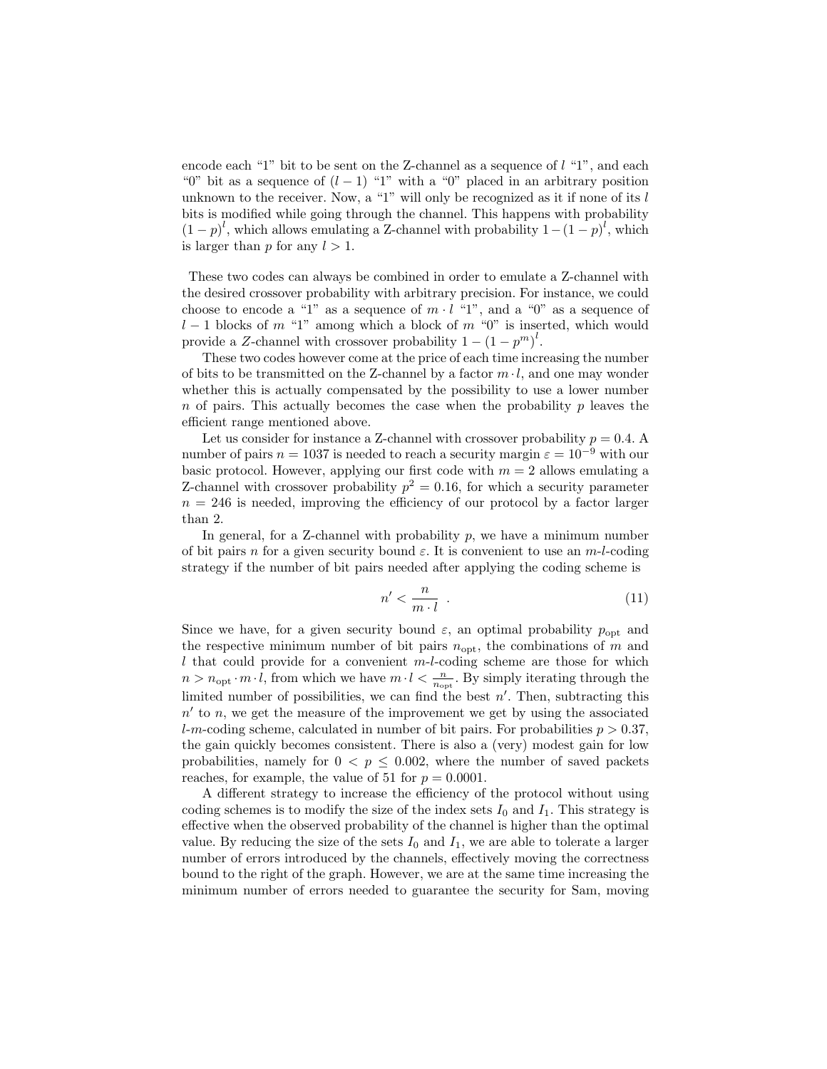encode each "1" bit to be sent on the Z-channel as a sequence of $l$ "1", and each "0" bit as a sequence of $(l-1)$ "1" with a "0" placed in an arbitrary position unknown to the receiver. Now, a "1" will only be recognized as it if none of its $l$ bits is modified while going through the channel. This happens with probability $(1-p)^l$, which allows emulating a Z-channel with probability $1-(1-p)^l$, which is larger than $p$ for any $l > 1$.

These two codes can always be combined in order to emulate a Z-channel with the desired crossover probability with arbitrary precision. For instance, we could choose to encode a "1" as a sequence of $m \cdot l$ "1", and a "0" as a sequence of $l-1$ blocks of $m$ "1" among which a block of $m$ "0" is inserted, which would provide a $Z$-channel with crossover probability $1-(1-p^m)^l$.

These two codes however come at the price of each time increasing the number of bits to be transmitted on the Z-channel by a factor $m \cdot l$, and one may wonder whether this is actually compensated by the possibility to use a lower number $n$ of pairs. This actually becomes the case when the probability $p$ leaves the efficient range mentioned above.

Let us consider for instance a Z-channel with crossover probability $p = 0.4$. A number of pairs $n = 1037$ is needed to reach a security margin $\varepsilon = 10^{-9}$ with our basic protocol. However, applying our first code with $m = 2$ allows emulating a Z-channel with crossover probability $p^2 = 0.16$, for which a security parameter $n = 246$ is needed, improving the efficiency of our protocol by a factor larger than 2.

In general, for a Z-channel with probability $p$, we have a minimum number of bit pairs $n$ for a given security bound $\varepsilon$. It is convenient to use an $m$-$l$-coding strategy if the number of bit pairs needed after applying the coding scheme is

$$n' < \frac{n}{m \cdot l} \quad . \tag{11}$$

Since we have, for a given security bound $\varepsilon$, an optimal probability $p_{\text{opt}}$ and the respective minimum number of bit pairs $n_{\text{opt}}$, the combinations of $m$ and $l$ that could provide for a convenient $m$-$l$-coding scheme are those for which $n > n_{\text{opt}} \cdot m \cdot l$, from which we have $m \cdot l < \frac{n}{n_{\text{opt}}}$. By simply iterating through the limited number of possibilities, we can find the best $n'$. Then, subtracting this $n'$ to $n$, we get the measure of the improvement we get by using the associated $l$-$m$-coding scheme, calculated in number of bit pairs. For probabilities $p > 0.37$, the gain quickly becomes consistent. There is also a (very) modest gain for low probabilities, namely for $0 < p \leq 0.002$, where the number of saved packets reaches, for example, the value of 51 for $p = 0.0001$.

A different strategy to increase the efficiency of the protocol without using coding schemes is to modify the size of the index sets $I_0$ and $I_1$. This strategy is effective when the observed probability of the channel is higher than the optimal value. By reducing the size of the sets $I_0$ and $I_1$, we are able to tolerate a larger number of errors introduced by the channels, effectively moving the correctness bound to the right of the graph. However, we are at the same time increasing the minimum number of errors needed to guarantee the security for Sam, moving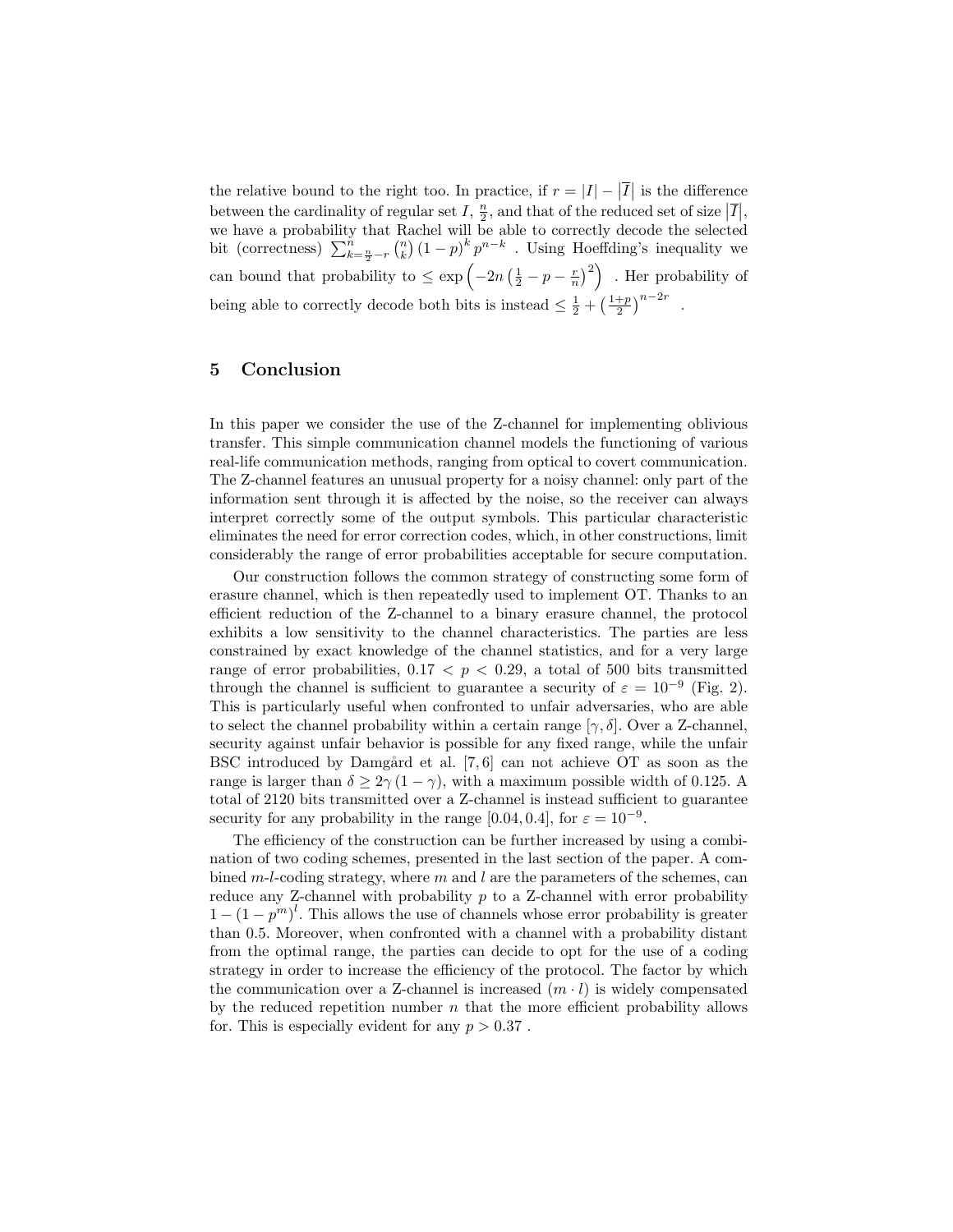the relative bound to the right too. In practice, if $r = |I| - |\overline{I}|$ is the difference between the cardinality of regular set $I$, $\frac{n}{2}$, and that of the reduced set of size $|\overline{I}|$, we have a probability that Rachel will be able to correctly decode the selected bit (correctness) $\sum_{k=\frac{n}{2}-r}^{n} \binom{n}{k} (1-p)^k p^{n-k}$ . Using Hoeffding's inequality we can bound that probability to $\leq \exp\left(-2n\left(\frac{1}{2} - p - \frac{r}{n}\right)^2\right)$ . Her probability of being able to correctly decode both bits is instead $\leq \frac{1}{2} + \left(\frac{1+p}{2}\right)^{n-2r}$ .

## 5 Conclusion

In this paper we consider the use of the Z-channel for implementing oblivious transfer. This simple communication channel models the functioning of various real-life communication methods, ranging from optical to covert communication. The Z-channel features an unusual property for a noisy channel: only part of the information sent through it is affected by the noise, so the receiver can always interpret correctly some of the output symbols. This particular characteristic eliminates the need for error correction codes, which, in other constructions, limit considerably the range of error probabilities acceptable for secure computation.

Our construction follows the common strategy of constructing some form of erasure channel, which is then repeatedly used to implement OT. Thanks to an efficient reduction of the Z-channel to a binary erasure channel, the protocol exhibits a low sensitivity to the channel characteristics. The parties are less constrained by exact knowledge of the channel statistics, and for a very large range of error probabilities, $0.17 < p < 0.29$, a total of 500 bits transmitted through the channel is sufficient to guarantee a security of $\varepsilon = 10^{-9}$ (Fig. 2). This is particularly useful when confronted to unfair adversaries, who are able to select the channel probability within a certain range $[\gamma, \delta]$. Over a Z-channel, security against unfair behavior is possible for any fixed range, while the unfair BSC introduced by Damgård et al. [7, 6] can not achieve OT as soon as the range is larger than $\delta \geq 2\gamma(1-\gamma)$, with a maximum possible width of 0.125. A total of 2120 bits transmitted over a Z-channel is instead sufficient to guarantee security for any probability in the range $[0.04, 0.4]$, for $\varepsilon = 10^{-9}$.

The efficiency of the construction can be further increased by using a combination of two coding schemes, presented in the last section of the paper. A combined $m$-$l$-coding strategy, where $m$ and $l$ are the parameters of the schemes, can reduce any Z-channel with probability $p$ to a Z-channel with error probability $1 - (1-p^m)^l$. This allows the use of channels whose error probability is greater than 0.5. Moreover, when confronted with a channel with a probability distant from the optimal range, the parties can decide to opt for the use of a coding strategy in order to increase the efficiency of the protocol. The factor by which the communication over a Z-channel is increased $(m \cdot l)$ is widely compensated by the reduced repetition number $n$ that the more efficient probability allows for. This is especially evident for any $p > 0.37$ .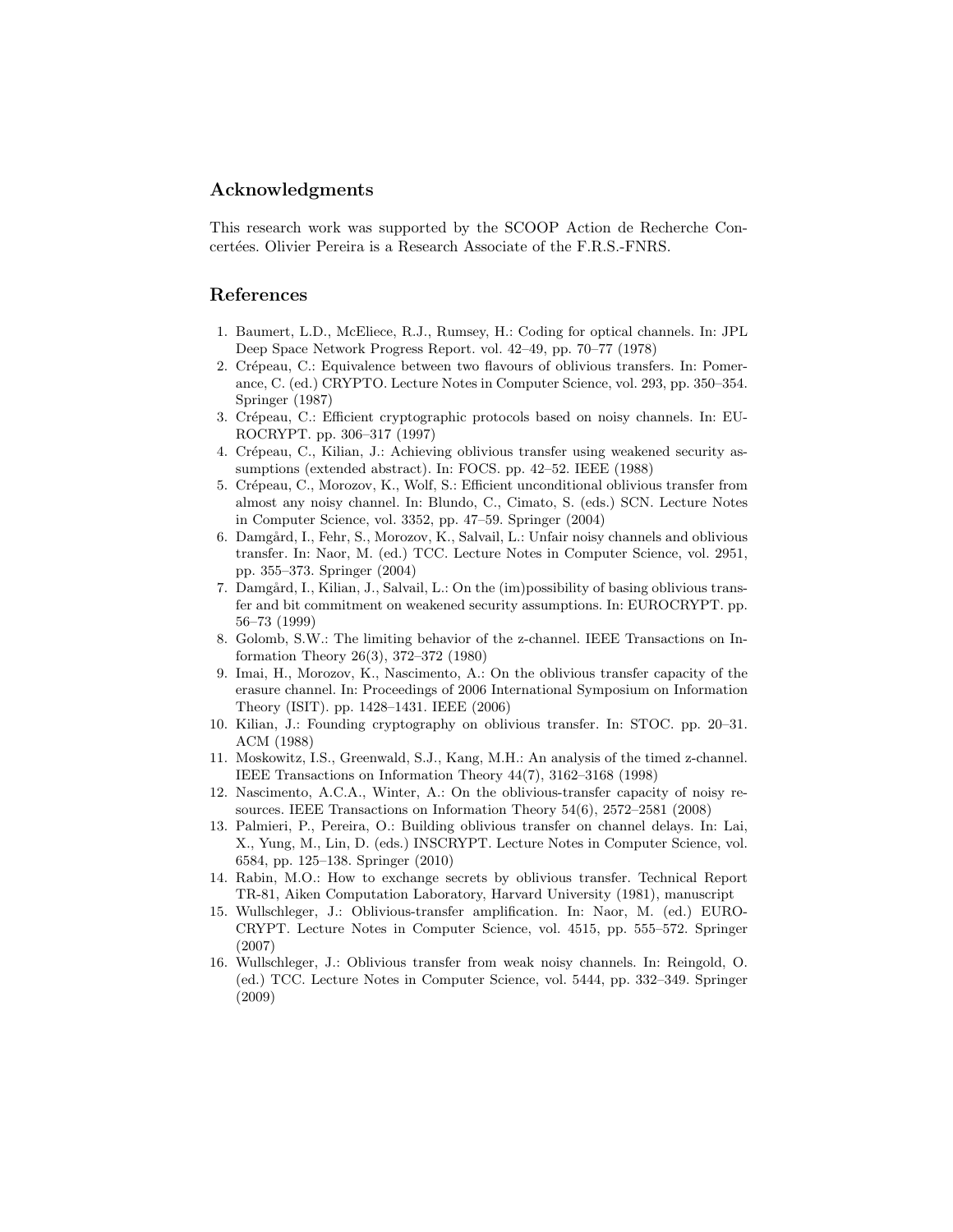## Acknowledgments

This research work was supported by the SCOOP Action de Recherche Concertées. Olivier Pereira is a Research Associate of the F.R.S.-FNRS.

## References

1. Baumert, L.D., McEliece, R.J., Rumsey, H.: Coding for optical channels. In: JPL Deep Space Network Progress Report. vol. 42–49, pp. 70–77 (1978)
2. Crépeau, C.: Equivalence between two flavours of oblivious transfers. In: Pomerance, C. (ed.) CRYPTO. Lecture Notes in Computer Science, vol. 293, pp. 350–354. Springer (1987)
3. Crépeau, C.: Efficient cryptographic protocols based on noisy channels. In: EUROCRYPT. pp. 306–317 (1997)
4. Crépeau, C., Kilian, J.: Achieving oblivious transfer using weakened security assumptions (extended abstract). In: FOCS. pp. 42–52. IEEE (1988)
5. Crépeau, C., Morozov, K., Wolf, S.: Efficient unconditional oblivious transfer from almost any noisy channel. In: Blundo, C., Cimato, S. (eds.) SCN. Lecture Notes in Computer Science, vol. 3352, pp. 47–59. Springer (2004)
6. Damgård, I., Fehr, S., Morozov, K., Salvail, L.: Unfair noisy channels and oblivious transfer. In: Naor, M. (ed.) TCC. Lecture Notes in Computer Science, vol. 2951, pp. 355–373. Springer (2004)
7. Damgård, I., Kilian, J., Salvail, L.: On the (im)possibility of basing oblivious transfer and bit commitment on weakened security assumptions. In: EUROCRYPT. pp. 56–73 (1999)
8. Golomb, S.W.: The limiting behavior of the z-channel. IEEE Transactions on Information Theory 26(3), 372–372 (1980)
9. Imai, H., Morozov, K., Nascimento, A.: On the oblivious transfer capacity of the erasure channel. In: Proceedings of 2006 International Symposium on Information Theory (ISIT). pp. 1428–1431. IEEE (2006)
10. Kilian, J.: Founding cryptography on oblivious transfer. In: STOC. pp. 20–31. ACM (1988)
11. Moskowitz, I.S., Greenwald, S.J., Kang, M.H.: An analysis of the timed z-channel. IEEE Transactions on Information Theory 44(7), 3162–3168 (1998)
12. Nascimento, A.C.A., Winter, A.: On the oblivious-transfer capacity of noisy resources. IEEE Transactions on Information Theory 54(6), 2572–2581 (2008)
13. Palmieri, P., Pereira, O.: Building oblivious transfer on channel delays. In: Lai, X., Yung, M., Lin, D. (eds.) INSCRYPT. Lecture Notes in Computer Science, vol. 6584, pp. 125–138. Springer (2010)
14. Rabin, M.O.: How to exchange secrets by oblivious transfer. Technical Report TR-81, Aiken Computation Laboratory, Harvard University (1981), manuscript
15. Wullschleger, J.: Oblivious-transfer amplification. In: Naor, M. (ed.) EUROCRYPT. Lecture Notes in Computer Science, vol. 4515, pp. 555–572. Springer (2007)
16. Wullschleger, J.: Oblivious transfer from weak noisy channels. In: Reingold, O. (ed.) TCC. Lecture Notes in Computer Science, vol. 5444, pp. 332–349. Springer (2009)